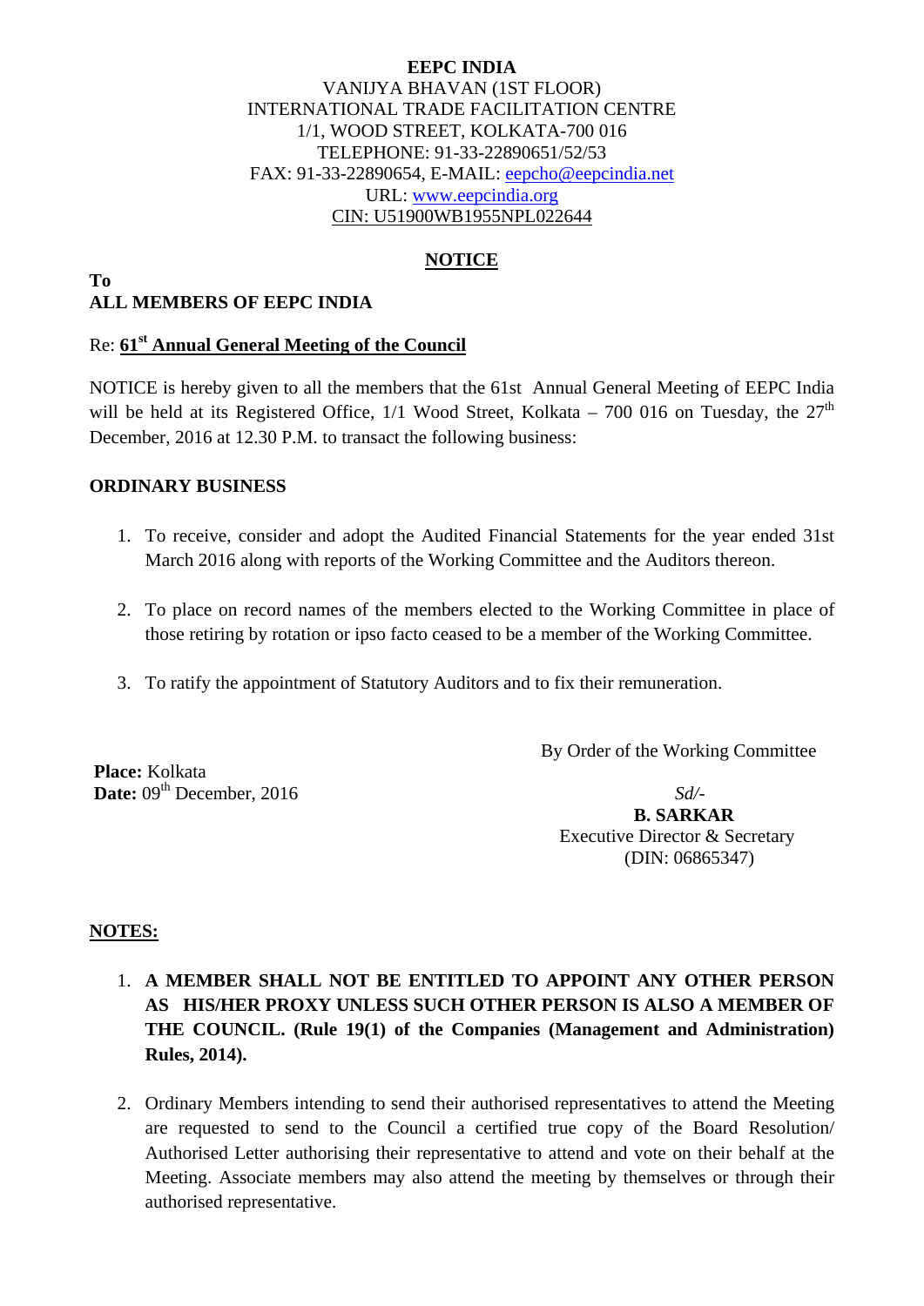**EEPC INDIA**
VANIJYA BHAVAN (1ST FLOOR)
INTERNATIONAL TRADE FACILITATION CENTRE
1/1, WOOD STREET, KOLKATA-700 016
TELEPHONE: 91-33-22890651/52/53
FAX: 91-33-22890654, E-MAIL: eepcho@eepcindia.net
URL: www.eepcindia.org
CIN: U51900WB1955NPL022644

## NOTICE

**To**
**ALL MEMBERS OF EEPC INDIA**

Re: **61st Annual General Meeting of the Council**

NOTICE is hereby given to all the members that the 61st Annual General Meeting of EEPC India will be held at its Registered Office, 1/1 Wood Street, Kolkata – 700 016 on Tuesday, the 27th December, 2016 at 12.30 P.M. to transact the following business:

**ORDINARY BUSINESS**

1. To receive, consider and adopt the Audited Financial Statements for the year ended 31st March 2016 along with reports of the Working Committee and the Auditors thereon.

2. To place on record names of the members elected to the Working Committee in place of those retiring by rotation or ipso facto ceased to be a member of the Working Committee.

3. To ratify the appointment of Statutory Auditors and to fix their remuneration.

By Order of the Working Committee

**Place:** Kolkata
**Date:** 09th December, 2016

*Sd/-*
**B. SARKAR**
Executive Director & Secretary
(DIN: 06865347)

**NOTES:**

1. **A MEMBER SHALL NOT BE ENTITLED TO APPOINT ANY OTHER PERSON AS HIS/HER PROXY UNLESS SUCH OTHER PERSON IS ALSO A MEMBER OF THE COUNCIL. (Rule 19(1) of the Companies (Management and Administration) Rules, 2014).**

2. Ordinary Members intending to send their authorised representatives to attend the Meeting are requested to send to the Council a certified true copy of the Board Resolution/ Authorised Letter authorising their representative to attend and vote on their behalf at the Meeting. Associate members may also attend the meeting by themselves or through their authorised representative.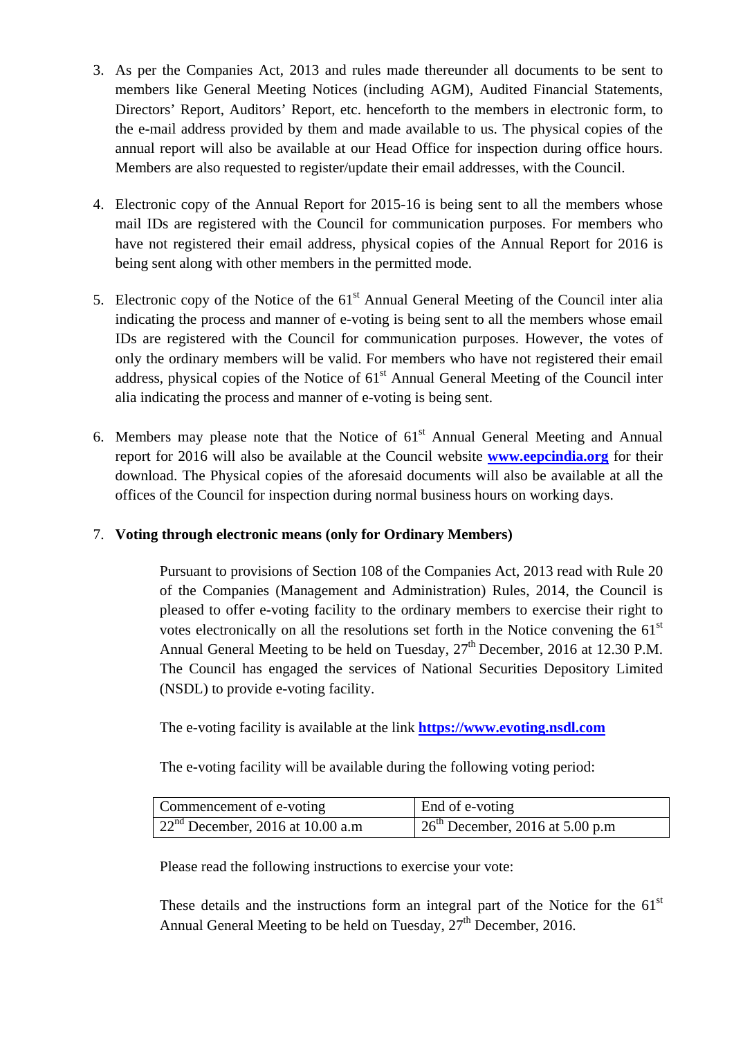3. As per the Companies Act, 2013 and rules made thereunder all documents to be sent to members like General Meeting Notices (including AGM), Audited Financial Statements, Directors' Report, Auditors' Report, etc. henceforth to the members in electronic form, to the e-mail address provided by them and made available to us. The physical copies of the annual report will also be available at our Head Office for inspection during office hours. Members are also requested to register/update their email addresses, with the Council.

4. Electronic copy of the Annual Report for 2015-16 is being sent to all the members whose mail IDs are registered with the Council for communication purposes. For members who have not registered their email address, physical copies of the Annual Report for 2016 is being sent along with other members in the permitted mode.

5. Electronic copy of the Notice of the 61st Annual General Meeting of the Council inter alia indicating the process and manner of e-voting is being sent to all the members whose email IDs are registered with the Council for communication purposes. However, the votes of only the ordinary members will be valid. For members who have not registered their email address, physical copies of the Notice of 61st Annual General Meeting of the Council inter alia indicating the process and manner of e-voting is being sent.

6. Members may please note that the Notice of 61st Annual General Meeting and Annual report for 2016 will also be available at the Council website **www.eepcindia.org** for their download. The Physical copies of the aforesaid documents will also be available at all the offices of the Council for inspection during normal business hours on working days.

7. **Voting through electronic means (only for Ordinary Members)**

   Pursuant to provisions of Section 108 of the Companies Act, 2013 read with Rule 20 of the Companies (Management and Administration) Rules, 2014, the Council is pleased to offer e-voting facility to the ordinary members to exercise their right to votes electronically on all the resolutions set forth in the Notice convening the 61st Annual General Meeting to be held on Tuesday, 27th December, 2016 at 12.30 P.M. The Council has engaged the services of National Securities Depository Limited (NSDL) to provide e-voting facility.

   The e-voting facility is available at the link **https://www.evoting.nsdl.com**

   The e-voting facility will be available during the following voting period:

| Commencement of e-voting | End of e-voting |
| --- | --- |
| 22nd December, 2016 at 10.00 a.m | 26th December, 2016 at 5.00 p.m |

   Please read the following instructions to exercise your vote:

   These details and the instructions form an integral part of the Notice for the 61st Annual General Meeting to be held on Tuesday, 27th December, 2016.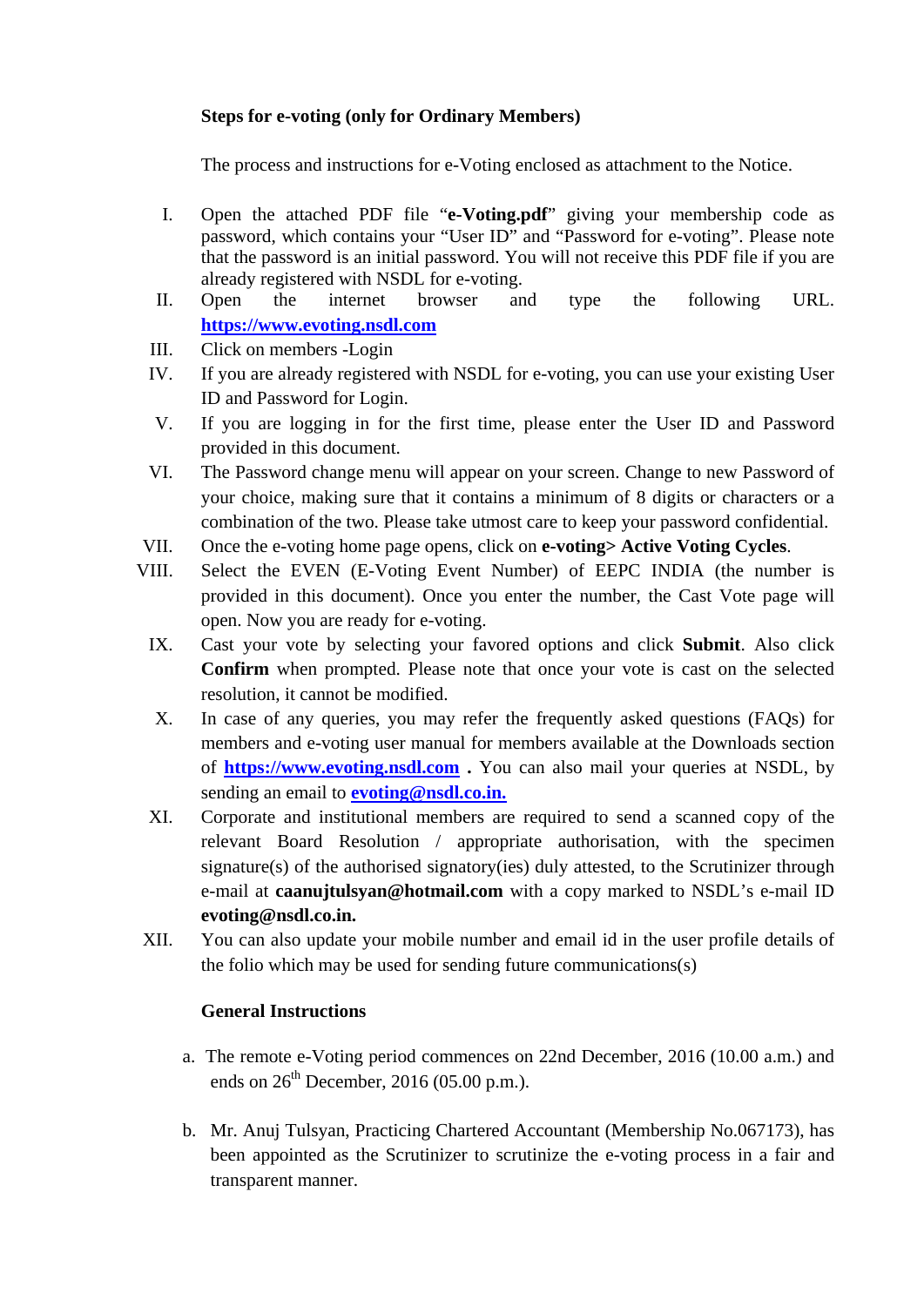**Steps for e-voting (only for Ordinary Members)**

The process and instructions for e-Voting enclosed as attachment to the Notice.

I. Open the attached PDF file "**e-Voting.pdf**" giving your membership code as password, which contains your "User ID" and "Password for e-voting". Please note that the password is an initial password. You will not receive this PDF file if you are already registered with NSDL for e-voting.

II. Open the internet browser and type the following URL. **https://www.evoting.nsdl.com**

III. Click on members -Login

IV. If you are already registered with NSDL for e-voting, you can use your existing User ID and Password for Login.

V. If you are logging in for the first time, please enter the User ID and Password provided in this document.

VI. The Password change menu will appear on your screen. Change to new Password of your choice, making sure that it contains a minimum of 8 digits or characters or a combination of the two. Please take utmost care to keep your password confidential.

VII. Once the e-voting home page opens, click on **e-voting> Active Voting Cycles**.

VIII. Select the EVEN (E-Voting Event Number) of EEPC INDIA (the number is provided in this document). Once you enter the number, the Cast Vote page will open. Now you are ready for e-voting.

IX. Cast your vote by selecting your favored options and click **Submit**. Also click **Confirm** when prompted. Please note that once your vote is cast on the selected resolution, it cannot be modified.

X. In case of any queries, you may refer the frequently asked questions (FAQs) for members and e-voting user manual for members available at the Downloads section of **https://www.evoting.nsdl.com** **.** You can also mail your queries at NSDL, by sending an email to **evoting@nsdl.co.in.**

XI. Corporate and institutional members are required to send a scanned copy of the relevant Board Resolution / appropriate authorisation, with the specimen signature(s) of the authorised signatory(ies) duly attested, to the Scrutinizer through e-mail at **caanujtulsyan@hotmail.com** with a copy marked to NSDL's e-mail ID **evoting@nsdl.co.in.**

XII. You can also update your mobile number and email id in the user profile details of the folio which may be used for sending future communications(s)

**General Instructions**

a. The remote e-Voting period commences on 22nd December, 2016 (10.00 a.m.) and ends on 26th December, 2016 (05.00 p.m.).

b. Mr. Anuj Tulsyan, Practicing Chartered Accountant (Membership No.067173), has been appointed as the Scrutinizer to scrutinize the e-voting process in a fair and transparent manner.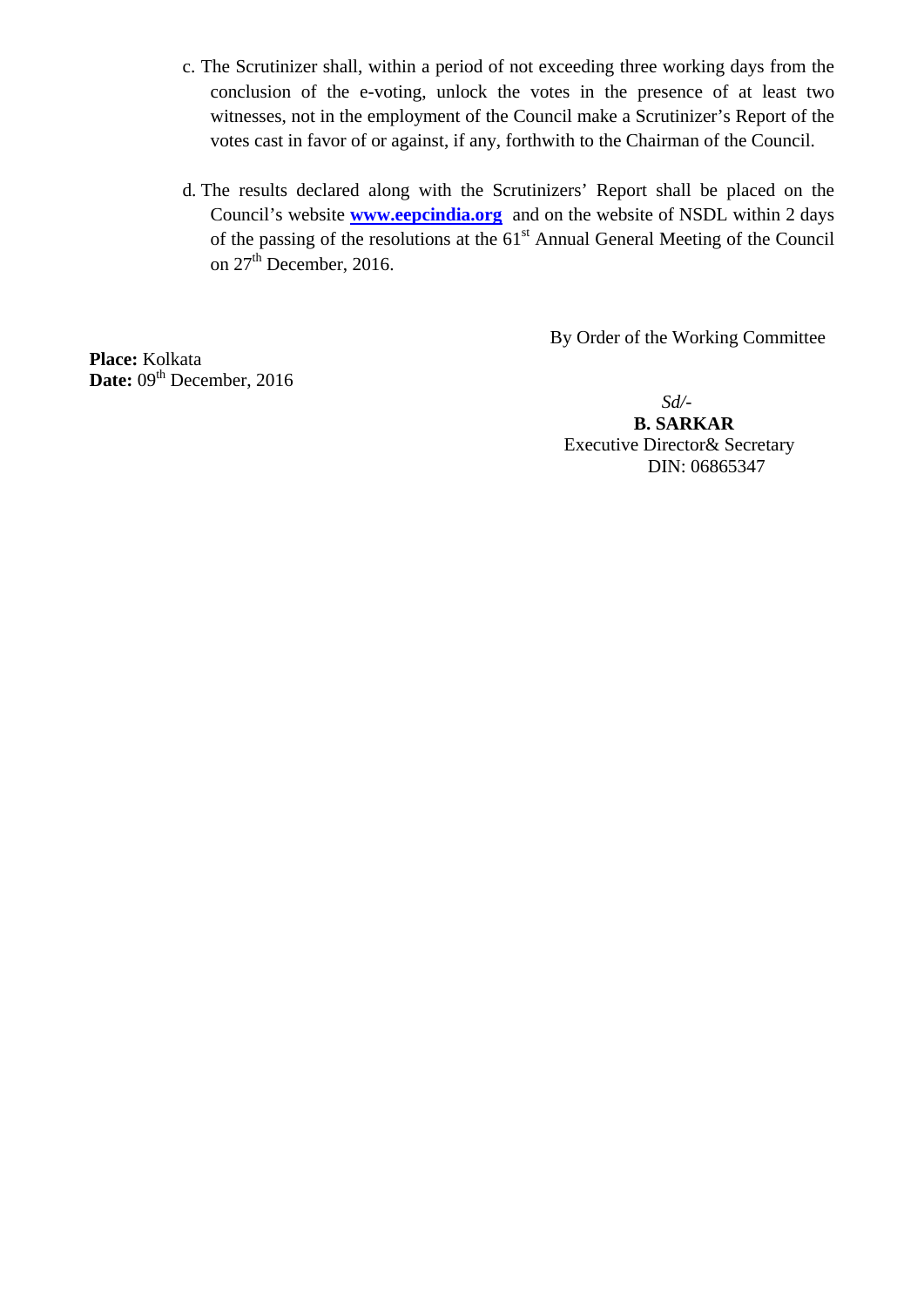c. The Scrutinizer shall, within a period of not exceeding three working days from the conclusion of the e-voting, unlock the votes in the presence of at least two witnesses, not in the employment of the Council make a Scrutinizer's Report of the votes cast in favor of or against, if any, forthwith to the Chairman of the Council.

d. The results declared along with the Scrutinizers' Report shall be placed on the Council's website **www.eepcindia.org** and on the website of NSDL within 2 days of the passing of the resolutions at the 61st Annual General Meeting of the Council on 27th December, 2016.

By Order of the Working Committee

**Place:** Kolkata
**Date:** 09th December, 2016

*Sd/-*
**B. SARKAR**
Executive Director& Secretary
DIN: 06865347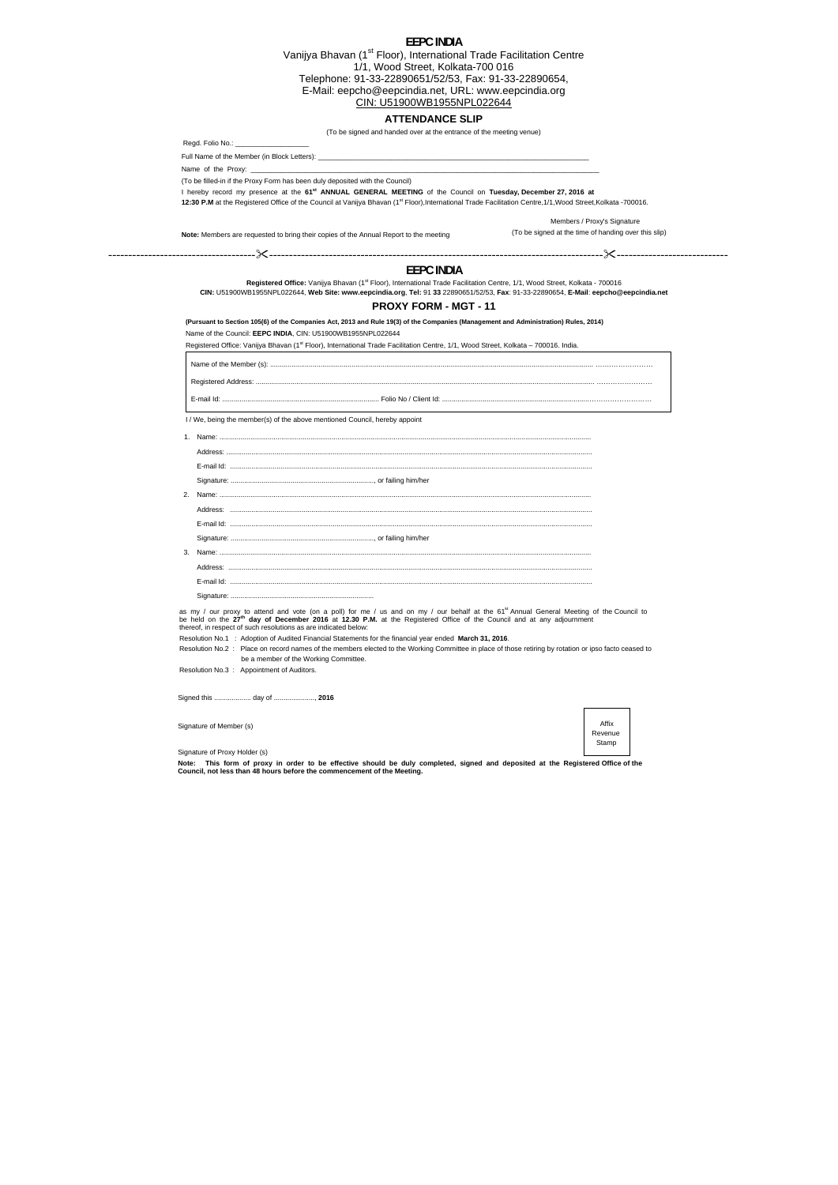# EEPC INDIA

Vanijya Bhavan (1st Floor), International Trade Facilitation Centre
1/1, Wood Street, Kolkata-700 016
Telephone: 91-33-22890651/52/53, Fax: 91-33-22890654,
E-Mail: eepcho@eepcindia.net, URL: www.eepcindia.org
CIN: U51900WB1955NPL022644

## ATTENDANCE SLIP

(To be signed and handed over at the entrance of the meeting venue)

Regd. Folio No.: ___________________

Full Name of the Member (in Block Letters): ___________________________________________________________________

Name of the Proxy: ___________________________________________________________________________________

(To be filled-in if the Proxy Form has been duly deposited with the Council)

I hereby record my presence at the **61st ANNUAL GENERAL MEETING** of the Council on **Tuesday, December 27, 2016 at 12:30 P.M** at the Registered Office of the Council at Vanijya Bhavan (1st Floor),International Trade Facilitation Centre,1/1,Wood Street,Kolkata -700016.

Members / Proxy's Signature
(To be signed at the time of handing over this slip)

**Note:** Members are requested to bring their copies of the Annual Report to the meeting

---

# EEPC INDIA

**Registered Office:** Vanijya Bhavan (1st Floor), International Trade Facilitation Centre, 1/1, Wood Street, Kolkata - 700016
**CIN:** U51900WB1955NPL022644, **Web Site: www.eepcindia.org**, **Tel:** 91 **33** 22890651/52/53, **Fax**: 91-33-22890654, **E-Mail**: **eepcho@eepcindia.net**

## PROXY FORM - MGT - 11

**(Pursuant to Section 105(6) of the Companies Act, 2013 and Rule 19(3) of the Companies (Management and Administration) Rules, 2014)**

Name of the Council: **EEPC INDIA**, CIN: U51900WB1955NPL022644

Registered Office: Vanijya Bhavan (1st Floor), International Trade Facilitation Centre, 1/1, Wood Street, Kolkata – 700016. India.

Name of the Member (s): ..........................................................................................................................

Registered Address: ..........................................................................................................................

E-mail Id: .................................................................. Folio No / Client Id: ..........................................................

I / We, being the member(s) of the above mentioned Council, hereby appoint

1. Name: ..........................................................................................................................
   Address: ..........................................................................................................................
   E-mail Id: ..........................................................................................................................
   Signature: ..........................................................................., or failing him/her
2. Name: ..........................................................................................................................
   Address: ..........................................................................................................................
   E-mail Id: ..........................................................................................................................
   Signature: ..........................................................................., or failing him/her
3. Name: ..........................................................................................................................
   Address: ..........................................................................................................................
   E-mail Id: ..........................................................................................................................
   Signature: ...........................................................................

as my / our proxy to attend and vote (on a poll) for me / us and on my / our behalf at the 61st Annual General Meeting of the Council to be held on the **27th day of December 2016** at **12.30 P.M.** at the Registered Office of the Council and at any adjournment thereof, in respect of such resolutions as are indicated below:

Resolution No.1 : Adoption of Audited Financial Statements for the financial year ended **March 31, 2016**.

Resolution No.2 : Place on record names of the members elected to the Working Committee in place of those retiring by rotation or ipso facto ceased to be a member of the Working Committee.

Resolution No.3 : Appointment of Auditors.

Signed this .................... day of ....................., **2016**

Signature of Member (s)

Affix Revenue Stamp

Signature of Proxy Holder (s)

**Note: This form of proxy in order to be effective should be duly completed, signed and deposited at the Registered Office of the Council, not less than 48 hours before the commencement of the Meeting.**